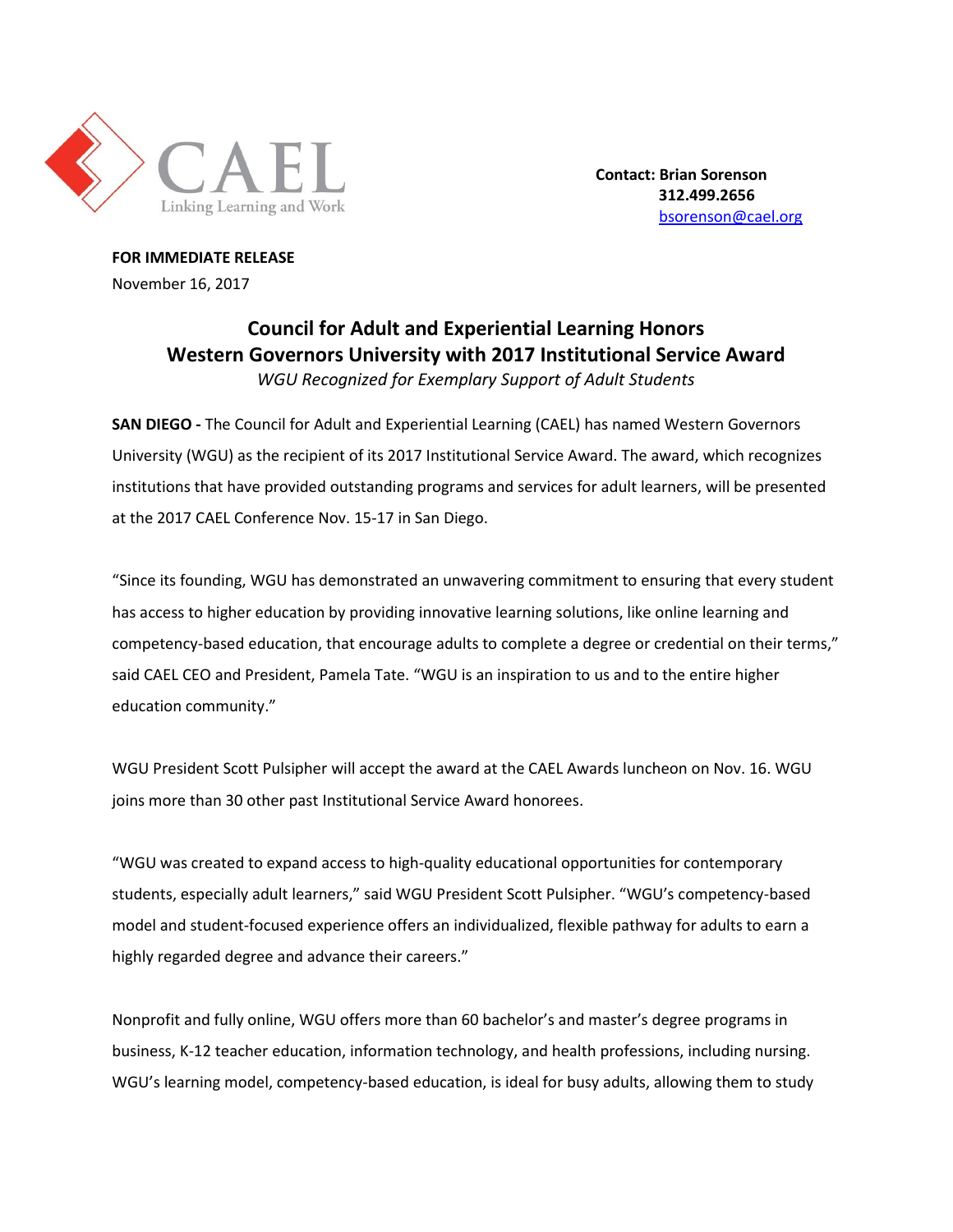CAEL
Linking Learning and Work

**Contact: Brian Sorenson**
**312.499.2656**
bsorenson@cael.org

**FOR IMMEDIATE RELEASE**
November 16, 2017

# Council for Adult and Experiential Learning Honors Western Governors University with 2017 Institutional Service Award

*WGU Recognized for Exemplary Support of Adult Students*

**SAN DIEGO -** The Council for Adult and Experiential Learning (CAEL) has named Western Governors University (WGU) as the recipient of its 2017 Institutional Service Award. The award, which recognizes institutions that have provided outstanding programs and services for adult learners, will be presented at the 2017 CAEL Conference Nov. 15-17 in San Diego.

"Since its founding, WGU has demonstrated an unwavering commitment to ensuring that every student has access to higher education by providing innovative learning solutions, like online learning and competency-based education, that encourage adults to complete a degree or credential on their terms," said CAEL CEO and President, Pamela Tate. "WGU is an inspiration to us and to the entire higher education community."

WGU President Scott Pulsipher will accept the award at the CAEL Awards luncheon on Nov. 16. WGU joins more than 30 other past Institutional Service Award honorees.

"WGU was created to expand access to high-quality educational opportunities for contemporary students, especially adult learners," said WGU President Scott Pulsipher. "WGU's competency-based model and student-focused experience offers an individualized, flexible pathway for adults to earn a highly regarded degree and advance their careers."

Nonprofit and fully online, WGU offers more than 60 bachelor's and master's degree programs in business, K-12 teacher education, information technology, and health professions, including nursing. WGU's learning model, competency-based education, is ideal for busy adults, allowing them to study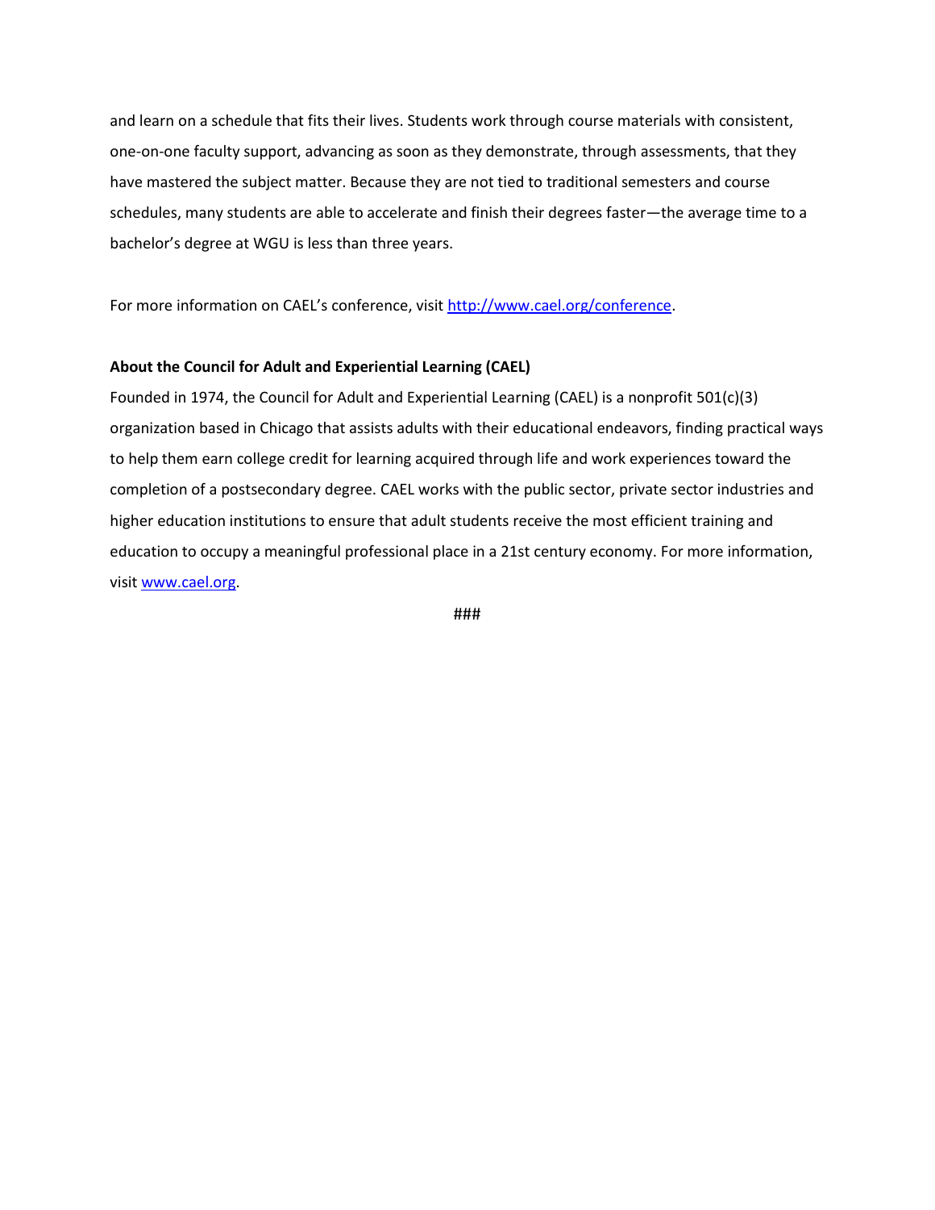and learn on a schedule that fits their lives. Students work through course materials with consistent, one-on-one faculty support, advancing as soon as they demonstrate, through assessments, that they have mastered the subject matter. Because they are not tied to traditional semesters and course schedules, many students are able to accelerate and finish their degrees faster—the average time to a bachelor's degree at WGU is less than three years.

For more information on CAEL's conference, visit http://www.cael.org/conference.

**About the Council for Adult and Experiential Learning (CAEL)**

Founded in 1974, the Council for Adult and Experiential Learning (CAEL) is a nonprofit 501(c)(3) organization based in Chicago that assists adults with their educational endeavors, finding practical ways to help them earn college credit for learning acquired through life and work experiences toward the completion of a postsecondary degree. CAEL works with the public sector, private sector industries and higher education institutions to ensure that adult students receive the most efficient training and education to occupy a meaningful professional place in a 21st century economy. For more information, visit www.cael.org.

###